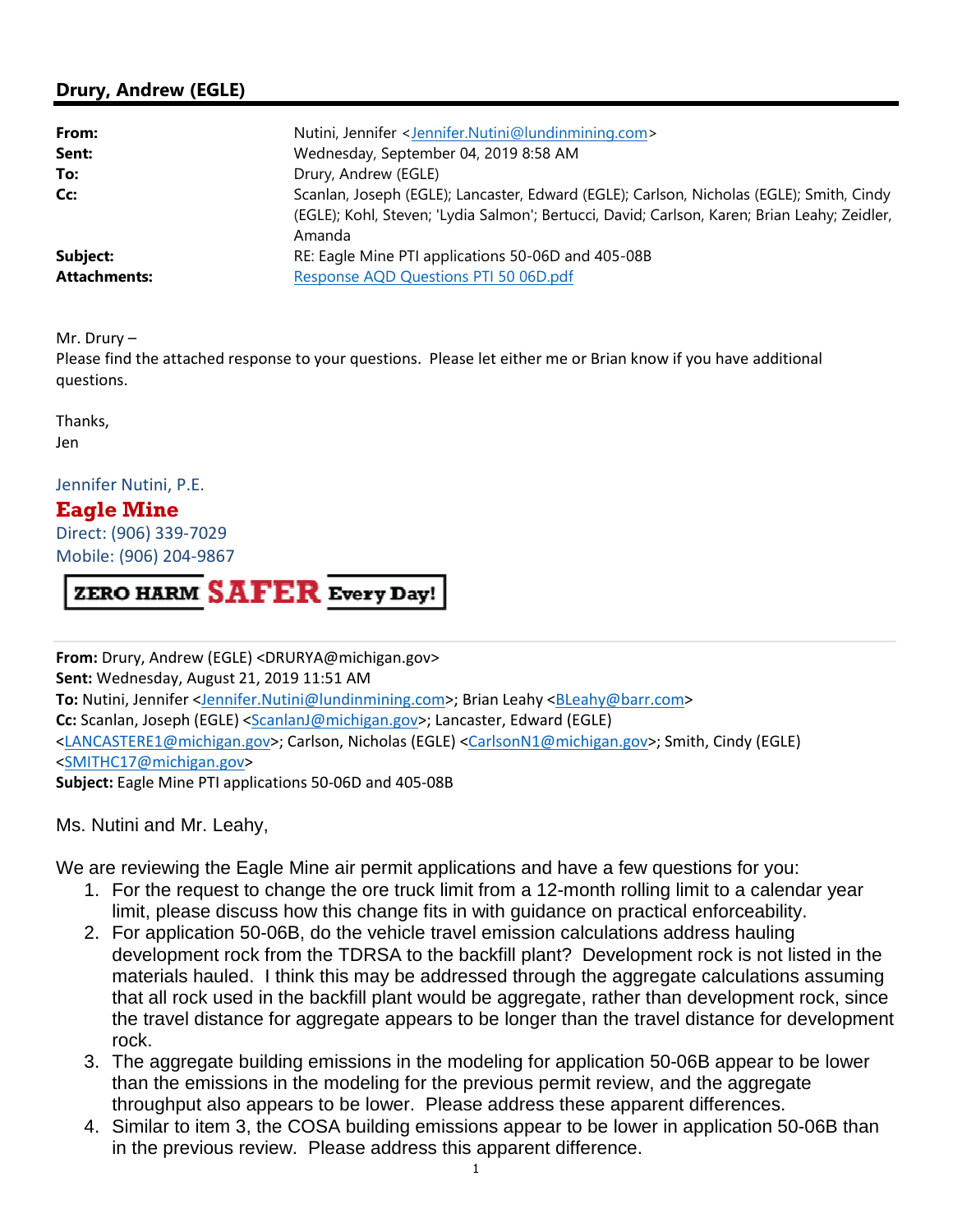## Drury, Andrew (EGLE)

| | |
|---|---|
| **From:** | Nutini, Jennifer <Jennifer.Nutini@lundinmining.com> |
| **Sent:** | Wednesday, September 04, 2019 8:58 AM |
| **To:** | Drury, Andrew (EGLE) |
| **Cc:** | Scanlan, Joseph (EGLE); Lancaster, Edward (EGLE); Carlson, Nicholas (EGLE); Smith, Cindy (EGLE); Kohl, Steven; 'Lydia Salmon'; Bertucci, David; Carlson, Karen; Brian Leahy; Zeidler, Amanda |
| **Subject:** | RE: Eagle Mine PTI applications 50-06D and 405-08B |
| **Attachments:** | Response AQD Questions PTI 50 06D.pdf |

Mr. Drury –
Please find the attached response to your questions. Please let either me or Brian know if you have additional questions.

Thanks,
Jen

Jennifer Nutini, P.E.
**Eagle Mine**
Direct: (906) 339-7029
Mobile: (906) 204-9867

ZERO HARM **SAFER** Every Day!

---

**From:** Drury, Andrew (EGLE) <DRURYA@michigan.gov>
**Sent:** Wednesday, August 21, 2019 11:51 AM
**To:** Nutini, Jennifer <Jennifer.Nutini@lundinmining.com>; Brian Leahy <BLeahy@barr.com>
**Cc:** Scanlan, Joseph (EGLE) <ScanlanJ@michigan.gov>; Lancaster, Edward (EGLE) <LANCASTERE1@michigan.gov>; Carlson, Nicholas (EGLE) <CarlsonN1@michigan.gov>; Smith, Cindy (EGLE) <SMITHC17@michigan.gov>
**Subject:** Eagle Mine PTI applications 50-06D and 405-08B

Ms. Nutini and Mr. Leahy,

We are reviewing the Eagle Mine air permit applications and have a few questions for you:

1. For the request to change the ore truck limit from a 12-month rolling limit to a calendar year limit, please discuss how this change fits in with guidance on practical enforceability.
2. For application 50-06B, do the vehicle travel emission calculations address hauling development rock from the TDRSA to the backfill plant? Development rock is not listed in the materials hauled. I think this may be addressed through the aggregate calculations assuming that all rock used in the backfill plant would be aggregate, rather than development rock, since the travel distance for aggregate appears to be longer than the travel distance for development rock.
3. The aggregate building emissions in the modeling for application 50-06B appear to be lower than the emissions in the modeling for the previous permit review, and the aggregate throughput also appears to be lower. Please address these apparent differences.
4. Similar to item 3, the COSA building emissions appear to be lower in application 50-06B than in the previous review. Please address this apparent difference.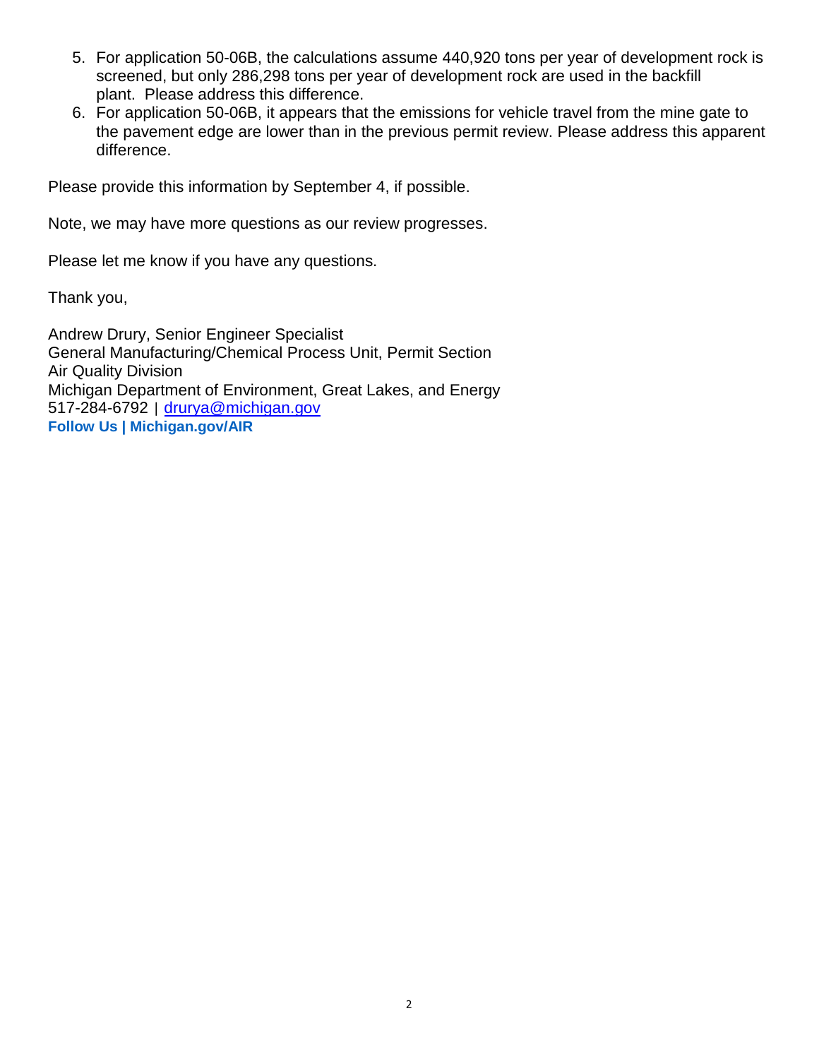5. For application 50-06B, the calculations assume 440,920 tons per year of development rock is screened, but only 286,298 tons per year of development rock are used in the backfill plant. Please address this difference.
6. For application 50-06B, it appears that the emissions for vehicle travel from the mine gate to the pavement edge are lower than in the previous permit review. Please address this apparent difference.

Please provide this information by September 4, if possible.

Note, we may have more questions as our review progresses.

Please let me know if you have any questions.

Thank you,

Andrew Drury, Senior Engineer Specialist
General Manufacturing/Chemical Process Unit, Permit Section
Air Quality Division
Michigan Department of Environment, Great Lakes, and Energy
517-284-6792 | drurya@michigan.gov
**Follow Us | Michigan.gov/AIR**